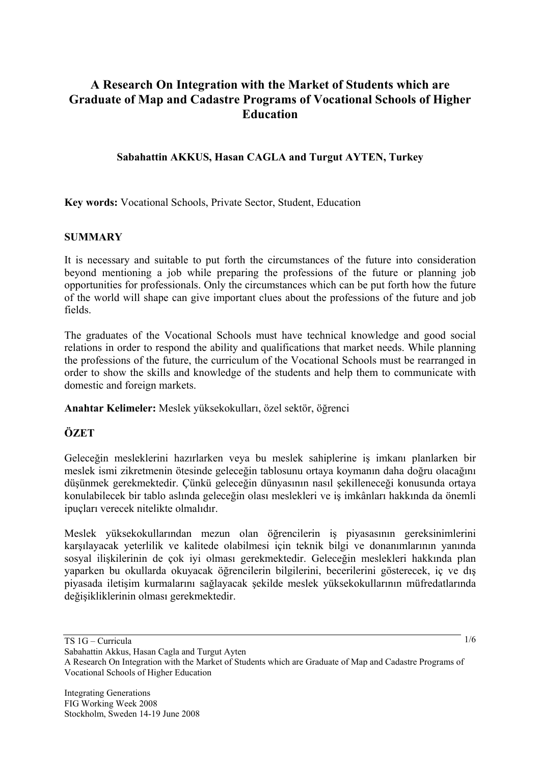# A Research On Integration with the Market of Students which are Graduate of Map and Cadastre Programs of Vocational Schools of Higher Education

**Sabahattin AKKUS, Hasan CAGLA and Turgut AYTEN, Turkey**

**Key words:** Vocational Schools, Private Sector, Student, Education

## SUMMARY

It is necessary and suitable to put forth the circumstances of the future into consideration beyond mentioning a job while preparing the professions of the future or planning job opportunities for professionals. Only the circumstances which can be put forth how the future of the world will shape can give important clues about the professions of the future and job fields.

The graduates of the Vocational Schools must have technical knowledge and good social relations in order to respond the ability and qualifications that market needs. While planning the professions of the future, the curriculum of the Vocational Schools must be rearranged in order to show the skills and knowledge of the students and help them to communicate with domestic and foreign markets.

**Anahtar Kelimeler:** Meslek yüksekokulları, özel sektör, öğrenci

## ÖZET

Geleceğin mesleklerini hazırlarken veya bu meslek sahiplerine iş imkanı planlarken bir meslek ismi zikretmenin ötesinde geleceğin tablosunu ortaya koymanın daha doğru olacağını düşünmek gerekmektedir. Çünkü geleceğin dünyasının nasıl şekilleneceği konusunda ortaya konulabilecek bir tablo aslında geleceğin olası meslekleri ve iş imkânları hakkında da önemli ipuçları verecek nitelikte olmalıdır.

Meslek yüksekokullarından mezun olan öğrencilerin iş piyasasının gereksinimlerini karşılayacak yeterlilik ve kalitede olabilmesi için teknik bilgi ve donanımlarının yanında sosyal ilişkilerinin de çok iyi olması gerekmektedir. Geleceğin meslekleri hakkında plan yaparken bu okullarda okuyacak öğrencilerin bilgilerini, becerilerini gösterecek, iç ve dış piyasada iletişim kurmalarını sağlayacak şekilde meslek yüksekokullarının müfredatlarında değişikliklerinin olması gerekmektedir.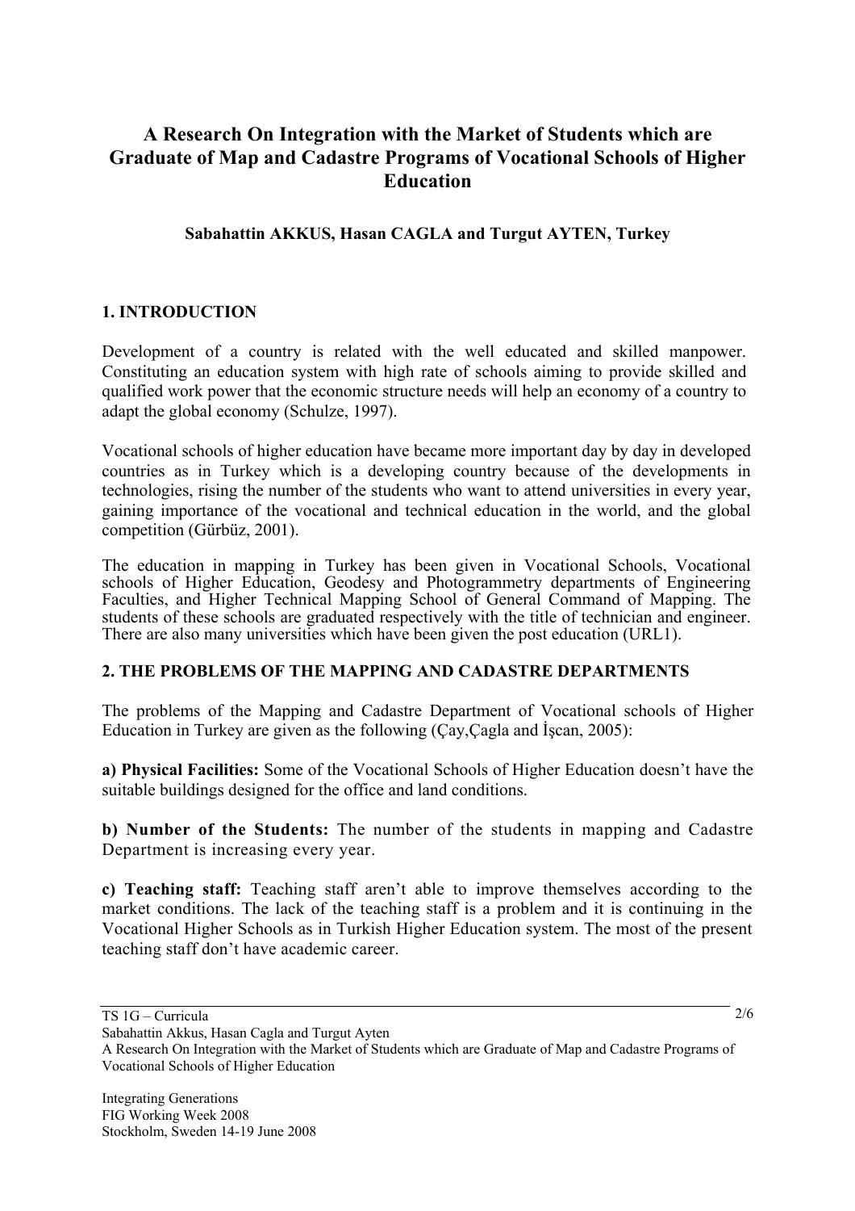# A Research On Integration with the Market of Students which are Graduate of Map and Cadastre Programs of Vocational Schools of Higher Education

**Sabahattin AKKUS, Hasan CAGLA and Turgut AYTEN, Turkey**

## 1. INTRODUCTION

Development of a country is related with the well educated and skilled manpower. Constituting an education system with high rate of schools aiming to provide skilled and qualified work power that the economic structure needs will help an economy of a country to adapt the global economy (Schulze, 1997).

Vocational schools of higher education have became more important day by day in developed countries as in Turkey which is a developing country because of the developments in technologies, rising the number of the students who want to attend universities in every year, gaining importance of the vocational and technical education in the world, and the global competition (Gürbüz, 2001).

The education in mapping in Turkey has been given in Vocational Schools, Vocational schools of Higher Education, Geodesy and Photogrammetry departments of Engineering Faculties, and Higher Technical Mapping School of General Command of Mapping. The students of these schools are graduated respectively with the title of technician and engineer. There are also many universities which have been given the post education (URL1).

## 2. THE PROBLEMS OF THE MAPPING AND CADASTRE DEPARTMENTS

The problems of the Mapping and Cadastre Department of Vocational schools of Higher Education in Turkey are given as the following (Çay,Çagla and İşcan, 2005):

**a) Physical Facilities:** Some of the Vocational Schools of Higher Education doesn't have the suitable buildings designed for the office and land conditions.

**b) Number of the Students:** The number of the students in mapping and Cadastre Department is increasing every year.

**c) Teaching staff:** Teaching staff aren't able to improve themselves according to the market conditions. The lack of the teaching staff is a problem and it is continuing in the Vocational Higher Schools as in Turkish Higher Education system. The most of the present teaching staff don't have academic career.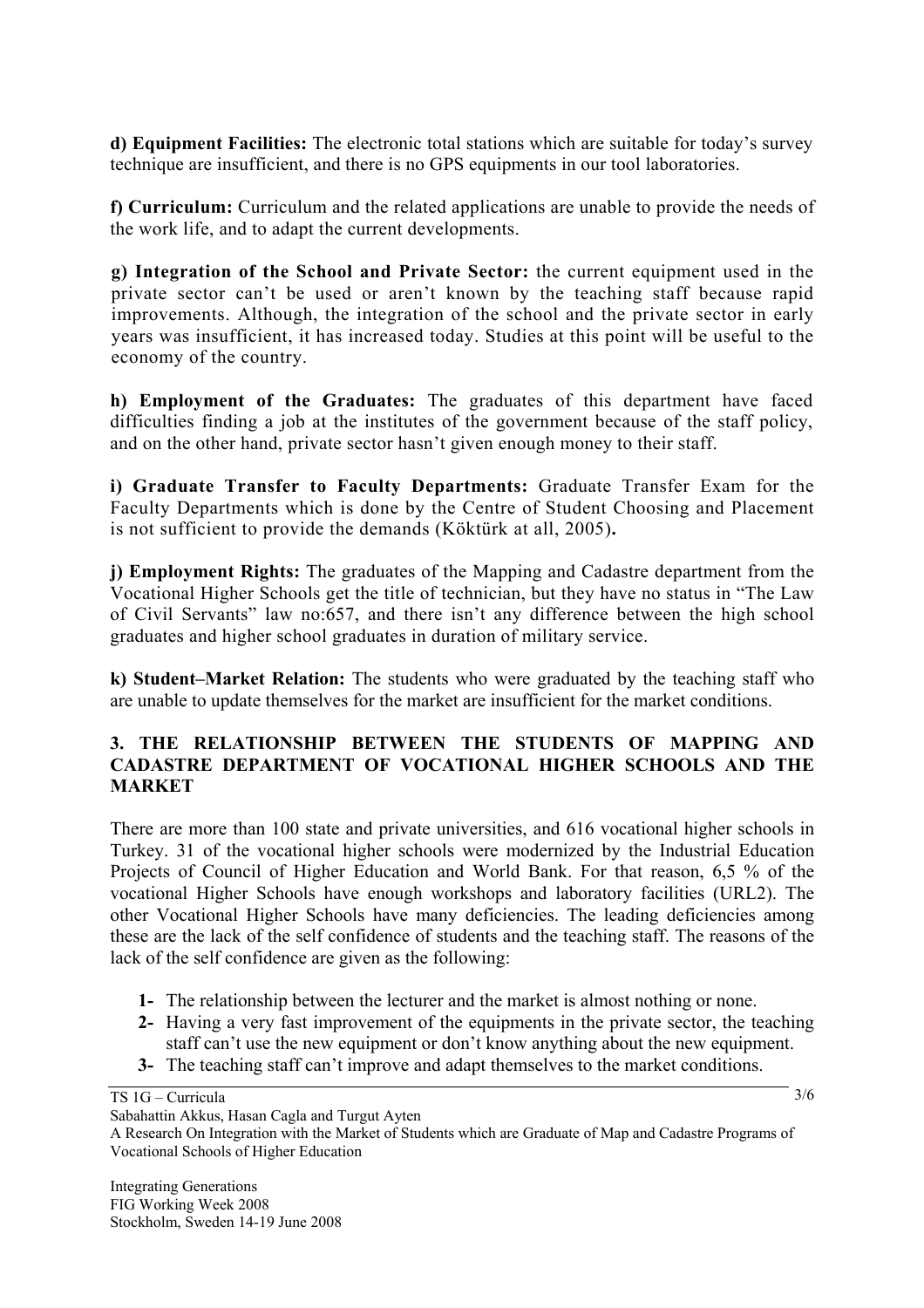**d) Equipment Facilities:** The electronic total stations which are suitable for today's survey technique are insufficient, and there is no GPS equipments in our tool laboratories.

**f) Curriculum:** Curriculum and the related applications are unable to provide the needs of the work life, and to adapt the current developments.

**g) Integration of the School and Private Sector:** the current equipment used in the private sector can't be used or aren't known by the teaching staff because rapid improvements. Although, the integration of the school and the private sector in early years was insufficient, it has increased today. Studies at this point will be useful to the economy of the country.

**h) Employment of the Graduates:** The graduates of this department have faced difficulties finding a job at the institutes of the government because of the staff policy, and on the other hand, private sector hasn't given enough money to their staff.

**i) Graduate Transfer to Faculty Departments:** Graduate Transfer Exam for the Faculty Departments which is done by the Centre of Student Choosing and Placement is not sufficient to provide the demands (Köktürk at all, 2005)**.**

**j) Employment Rights:** The graduates of the Mapping and Cadastre department from the Vocational Higher Schools get the title of technician, but they have no status in "The Law of Civil Servants" law no:657, and there isn't any difference between the high school graduates and higher school graduates in duration of military service.

**k) Student–Market Relation:** The students who were graduated by the teaching staff who are unable to update themselves for the market are insufficient for the market conditions.

## 3. THE RELATIONSHIP BETWEEN THE STUDENTS OF MAPPING AND CADASTRE DEPARTMENT OF VOCATIONAL HIGHER SCHOOLS AND THE MARKET

There are more than 100 state and private universities, and 616 vocational higher schools in Turkey. 31 of the vocational higher schools were modernized by the Industrial Education Projects of Council of Higher Education and World Bank. For that reason, 6,5 % of the vocational Higher Schools have enough workshops and laboratory facilities (URL2). The other Vocational Higher Schools have many deficiencies. The leading deficiencies among these are the lack of the self confidence of students and the teaching staff. The reasons of the lack of the self confidence are given as the following:

1. The relationship between the lecturer and the market is almost nothing or none.
2. Having a very fast improvement of the equipments in the private sector, the teaching staff can't use the new equipment or don't know anything about the new equipment.
3. The teaching staff can't improve and adapt themselves to the market conditions.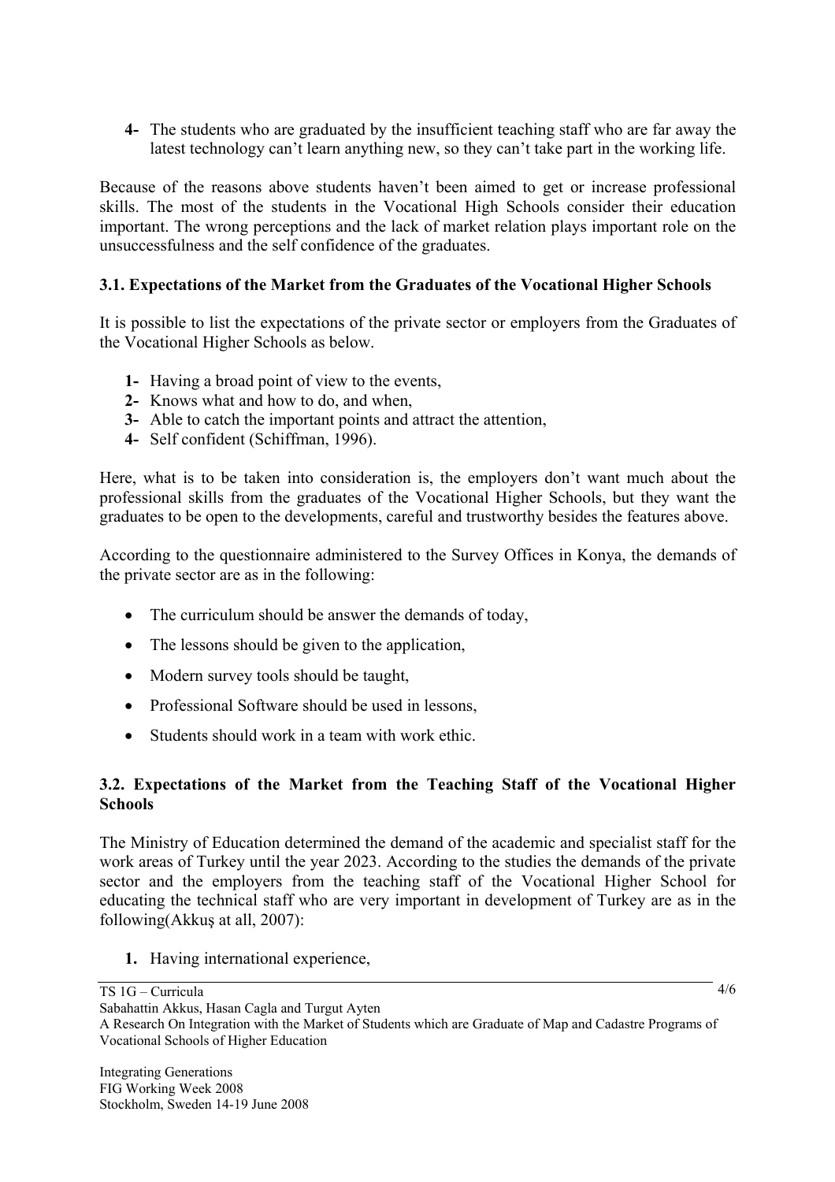4- The students who are graduated by the insufficient teaching staff who are far away the latest technology can't learn anything new, so they can't take part in the working life.

Because of the reasons above students haven't been aimed to get or increase professional skills. The most of the students in the Vocational High Schools consider their education important. The wrong perceptions and the lack of market relation plays important role on the unsuccessfulness and the self confidence of the graduates.

### 3.1. Expectations of the Market from the Graduates of the Vocational Higher Schools

It is possible to list the expectations of the private sector or employers from the Graduates of the Vocational Higher Schools as below.

1- Having a broad point of view to the events,
2- Knows what and how to do, and when,
3- Able to catch the important points and attract the attention,
4- Self confident (Schiffman, 1996).

Here, what is to be taken into consideration is, the employers don't want much about the professional skills from the graduates of the Vocational Higher Schools, but they want the graduates to be open to the developments, careful and trustworthy besides the features above.

According to the questionnaire administered to the Survey Offices in Konya, the demands of the private sector are as in the following:

- The curriculum should be answer the demands of today,
- The lessons should be given to the application,
- Modern survey tools should be taught,
- Professional Software should be used in lessons,
- Students should work in a team with work ethic.

### 3.2. Expectations of the Market from the Teaching Staff of the Vocational Higher Schools

The Ministry of Education determined the demand of the academic and specialist staff for the work areas of Turkey until the year 2023. According to the studies the demands of the private sector and the employers from the teaching staff of the Vocational Higher School for educating the technical staff who are very important in development of Turkey are as in the following(Akkuş at all, 2007):

1. Having international experience,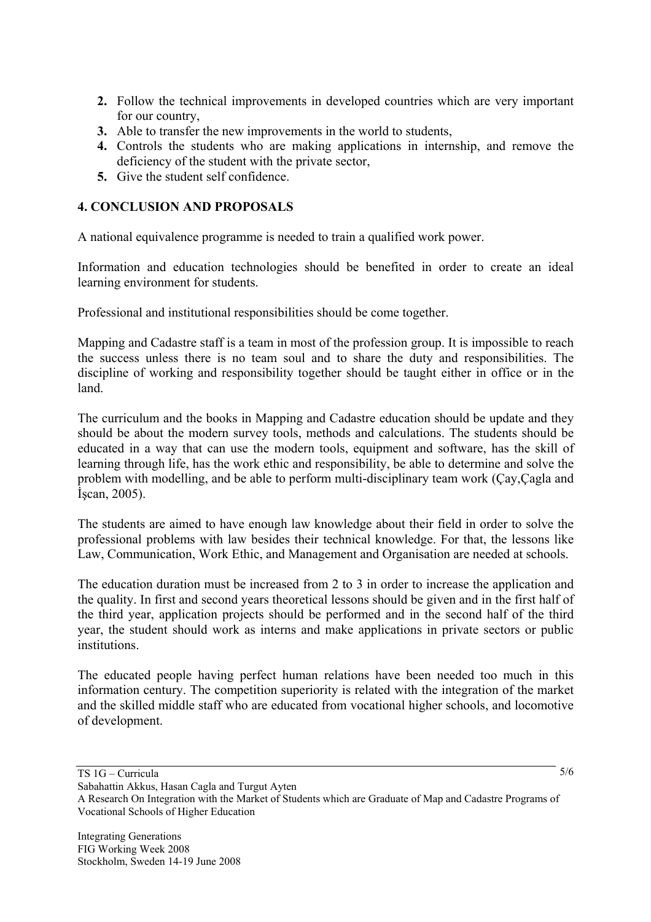2. Follow the technical improvements in developed countries which are very important for our country,
3. Able to transfer the new improvements in the world to students,
4. Controls the students who are making applications in internship, and remove the deficiency of the student with the private sector,
5. Give the student self confidence.

## 4. CONCLUSION AND PROPOSALS

A national equivalence programme is needed to train a qualified work power.

Information and education technologies should be benefited in order to create an ideal learning environment for students.

Professional and institutional responsibilities should be come together.

Mapping and Cadastre staff is a team in most of the profession group. It is impossible to reach the success unless there is no team soul and to share the duty and responsibilities. The discipline of working and responsibility together should be taught either in office or in the land.

The curriculum and the books in Mapping and Cadastre education should be update and they should be about the modern survey tools, methods and calculations. The students should be educated in a way that can use the modern tools, equipment and software, has the skill of learning through life, has the work ethic and responsibility, be able to determine and solve the problem with modelling, and be able to perform multi-disciplinary team work (Çay,Çagla and İşcan, 2005).

The students are aimed to have enough law knowledge about their field in order to solve the professional problems with law besides their technical knowledge. For that, the lessons like Law, Communication, Work Ethic, and Management and Organisation are needed at schools.

The education duration must be increased from 2 to 3 in order to increase the application and the quality. In first and second years theoretical lessons should be given and in the first half of the third year, application projects should be performed and in the second half of the third year, the student should work as interns and make applications in private sectors or public institutions.

The educated people having perfect human relations have been needed too much in this information century. The competition superiority is related with the integration of the market and the skilled middle staff who are educated from vocational higher schools, and locomotive of development.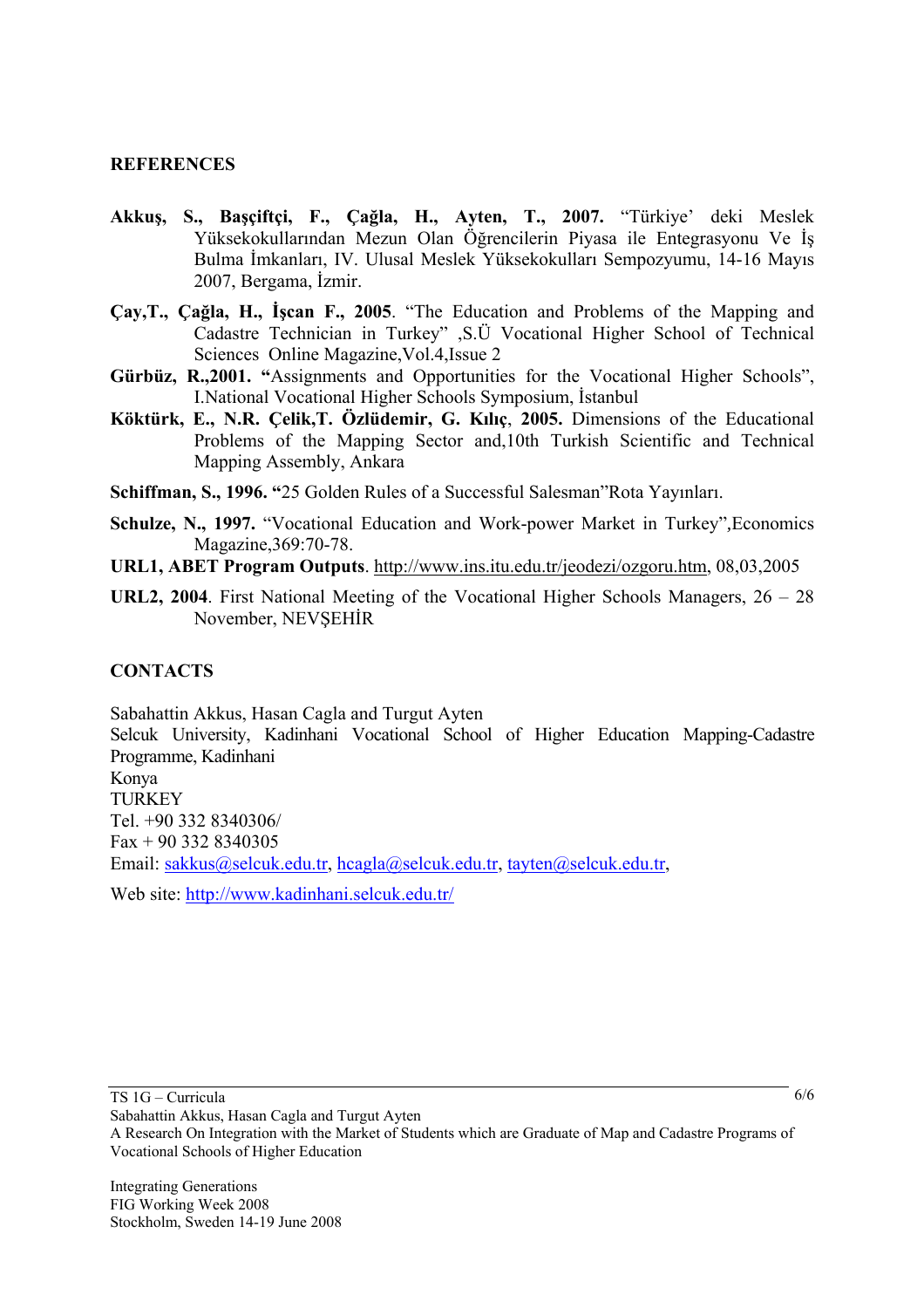## REFERENCES

**Akkuş, S., Başçiftçi, F., Çağla, H., Ayten, T., 2007.** "Türkiye' deki Meslek Yüksekokullarından Mezun Olan Öğrencilerin Piyasa ile Entegrasyonu Ve İş Bulma İmkanları, IV. Ulusal Meslek Yüksekokulları Sempozyumu, 14-16 Mayıs 2007, Bergama, İzmir.

**Çay,T., Çağla, H., İşçan F., 2005**. "The Education and Problems of the Mapping and Cadastre Technician in Turkey" ,S.Ü Vocational Higher School of Technical Sciences Online Magazine,Vol.4,Issue 2

**Gürbüz, R.,2001. "**Assignments and Opportunities for the Vocational Higher Schools", I.National Vocational Higher Schools Symposium, İstanbul

**Köktürk, E., N.R. Çelik,T. Özlüdemir, G. Kılıç, 2005.** Dimensions of the Educational Problems of the Mapping Sector and,10th Turkish Scientific and Technical Mapping Assembly, Ankara

**Schiffman, S., 1996. "**25 Golden Rules of a Successful Salesman"Rota Yayınları.

**Schulze, N., 1997.** "Vocational Education and Work-power Market in Turkey",Economics Magazine,369:70-78.

**URL1, ABET Program Outputs**. http://www.ins.itu.edu.tr/jeodezi/ozgoru.htm, 08,03,2005

**URL2, 2004**. First National Meeting of the Vocational Higher Schools Managers, 26 – 28 November, NEVŞEHİR

## CONTACTS

Sabahattin Akkus, Hasan Cagla and Turgut Ayten
Selcuk University, Kadinhani Vocational School of Higher Education Mapping-Cadastre Programme, Kadinhani
Konya
TURKEY
Tel. +90 332 8340306/
Fax + 90 332 8340305
Email: sakkus@selcuk.edu.tr, hcagla@selcuk.edu.tr, tayten@selcuk.edu.tr,

Web site: http://www.kadinhani.selcuk.edu.tr/